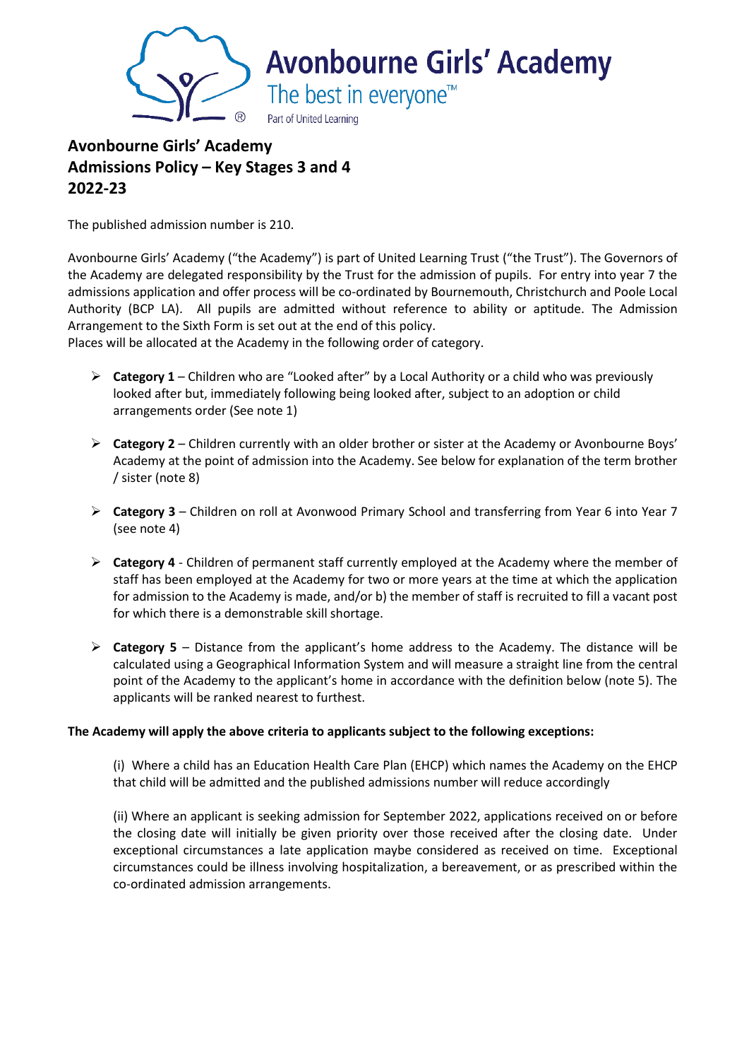Avonbourne Girls' Academy
The best in everyone™
Part of United Learning

# Avonbourne Girls' Academy
# Admissions Policy – Key Stages 3 and 4
# 2022-23

The published admission number is 210.

Avonbourne Girls' Academy ("the Academy") is part of United Learning Trust ("the Trust"). The Governors of the Academy are delegated responsibility by the Trust for the admission of pupils. For entry into year 7 the admissions application and offer process will be co-ordinated by Bournemouth, Christchurch and Poole Local Authority (BCP LA). All pupils are admitted without reference to ability or aptitude. The Admission Arrangement to the Sixth Form is set out at the end of this policy.
Places will be allocated at the Academy in the following order of category.

- **Category 1** – Children who are "Looked after" by a Local Authority or a child who was previously looked after but, immediately following being looked after, subject to an adoption or child arrangements order (See note 1)
- **Category 2** – Children currently with an older brother or sister at the Academy or Avonbourne Boys' Academy at the point of admission into the Academy. See below for explanation of the term brother / sister (note 8)
- **Category 3** – Children on roll at Avonwood Primary School and transferring from Year 6 into Year 7 (see note 4)
- **Category 4** - Children of permanent staff currently employed at the Academy where the member of staff has been employed at the Academy for two or more years at the time at which the application for admission to the Academy is made, and/or b) the member of staff is recruited to fill a vacant post for which there is a demonstrable skill shortage.
- **Category 5** – Distance from the applicant's home address to the Academy. The distance will be calculated using a Geographical Information System and will measure a straight line from the central point of the Academy to the applicant's home in accordance with the definition below (note 5). The applicants will be ranked nearest to furthest.

**The Academy will apply the above criteria to applicants subject to the following exceptions:**

(i) Where a child has an Education Health Care Plan (EHCP) which names the Academy on the EHCP that child will be admitted and the published admissions number will reduce accordingly

(ii) Where an applicant is seeking admission for September 2022, applications received on or before the closing date will initially be given priority over those received after the closing date. Under exceptional circumstances a late application maybe considered as received on time. Exceptional circumstances could be illness involving hospitalization, a bereavement, or as prescribed within the co-ordinated admission arrangements.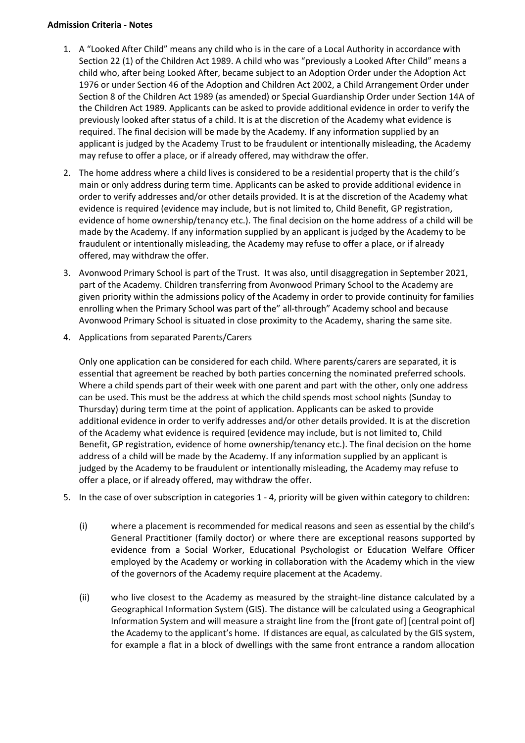**Admission Criteria - Notes**

1. A "Looked After Child" means any child who is in the care of a Local Authority in accordance with Section 22 (1) of the Children Act 1989. A child who was "previously a Looked After Child" means a child who, after being Looked After, became subject to an Adoption Order under the Adoption Act 1976 or under Section 46 of the Adoption and Children Act 2002, a Child Arrangement Order under Section 8 of the Children Act 1989 (as amended) or Special Guardianship Order under Section 14A of the Children Act 1989. Applicants can be asked to provide additional evidence in order to verify the previously looked after status of a child. It is at the discretion of the Academy what evidence is required. The final decision will be made by the Academy. If any information supplied by an applicant is judged by the Academy Trust to be fraudulent or intentionally misleading, the Academy may refuse to offer a place, or if already offered, may withdraw the offer.

2. The home address where a child lives is considered to be a residential property that is the child's main or only address during term time. Applicants can be asked to provide additional evidence in order to verify addresses and/or other details provided. It is at the discretion of the Academy what evidence is required (evidence may include, but is not limited to, Child Benefit, GP registration, evidence of home ownership/tenancy etc.). The final decision on the home address of a child will be made by the Academy. If any information supplied by an applicant is judged by the Academy to be fraudulent or intentionally misleading, the Academy may refuse to offer a place, or if already offered, may withdraw the offer.

3. Avonwood Primary School is part of the Trust. It was also, until disaggregation in September 2021, part of the Academy. Children transferring from Avonwood Primary School to the Academy are given priority within the admissions policy of the Academy in order to provide continuity for families enrolling when the Primary School was part of the" all-through" Academy school and because Avonwood Primary School is situated in close proximity to the Academy, sharing the same site.

4. Applications from separated Parents/Carers

   Only one application can be considered for each child. Where parents/carers are separated, it is essential that agreement be reached by both parties concerning the nominated preferred schools. Where a child spends part of their week with one parent and part with the other, only one address can be used. This must be the address at which the child spends most school nights (Sunday to Thursday) during term time at the point of application. Applicants can be asked to provide additional evidence in order to verify addresses and/or other details provided. It is at the discretion of the Academy what evidence is required (evidence may include, but is not limited to, Child Benefit, GP registration, evidence of home ownership/tenancy etc.). The final decision on the home address of a child will be made by the Academy. If any information supplied by an applicant is judged by the Academy to be fraudulent or intentionally misleading, the Academy may refuse to offer a place, or if already offered, may withdraw the offer.

5. In the case of over subscription in categories 1 - 4, priority will be given within category to children:

   (i) where a placement is recommended for medical reasons and seen as essential by the child's General Practitioner (family doctor) or where there are exceptional reasons supported by evidence from a Social Worker, Educational Psychologist or Education Welfare Officer employed by the Academy or working in collaboration with the Academy which in the view of the governors of the Academy require placement at the Academy.

   (ii) who live closest to the Academy as measured by the straight-line distance calculated by a Geographical Information System (GIS). The distance will be calculated using a Geographical Information System and will measure a straight line from the [front gate of] [central point of] the Academy to the applicant's home. If distances are equal, as calculated by the GIS system, for example a flat in a block of dwellings with the same front entrance a random allocation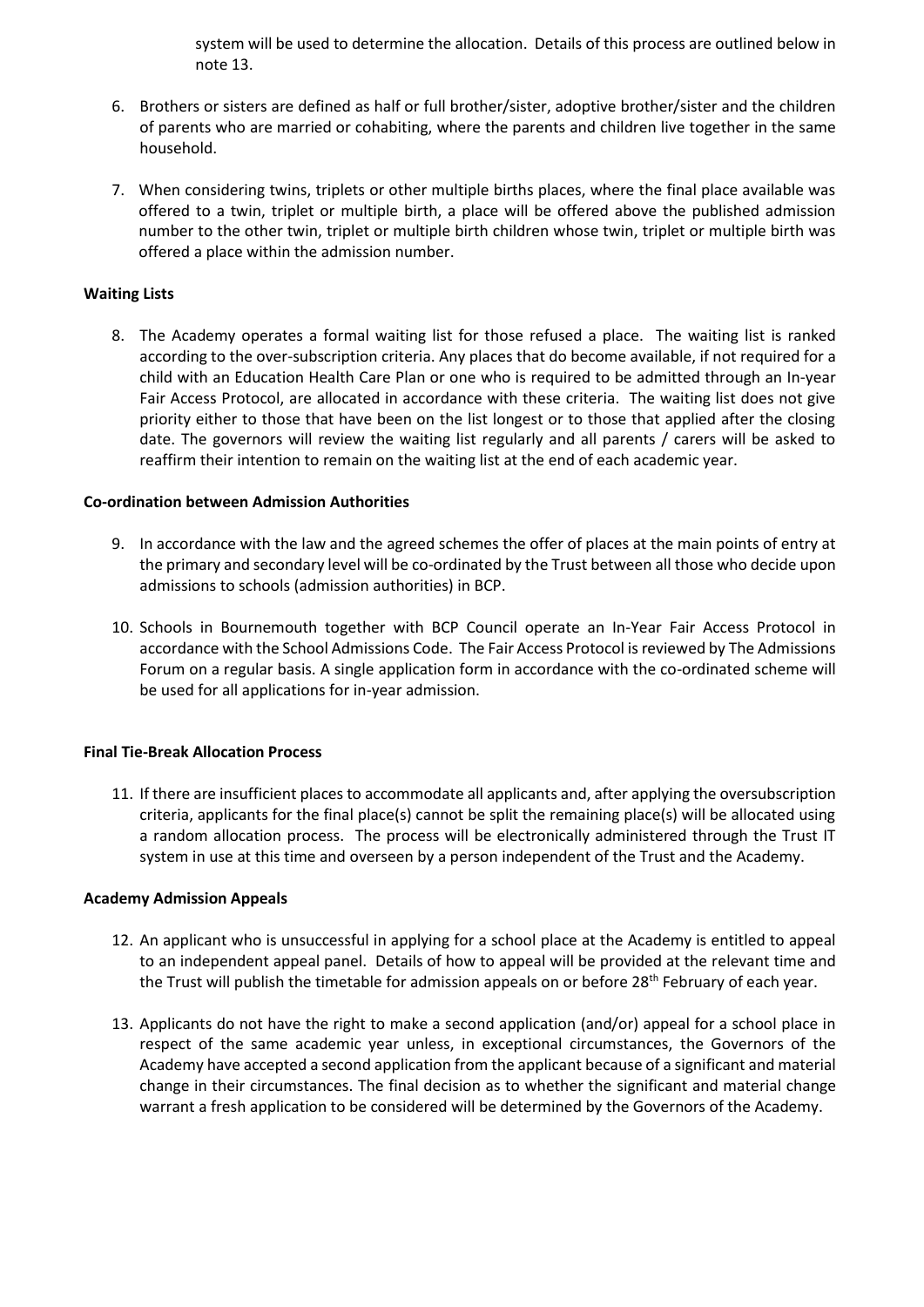system will be used to determine the allocation. Details of this process are outlined below in note 13.

6. Brothers or sisters are defined as half or full brother/sister, adoptive brother/sister and the children of parents who are married or cohabiting, where the parents and children live together in the same household.

7. When considering twins, triplets or other multiple births places, where the final place available was offered to a twin, triplet or multiple birth, a place will be offered above the published admission number to the other twin, triplet or multiple birth children whose twin, triplet or multiple birth was offered a place within the admission number.

**Waiting Lists**

8. The Academy operates a formal waiting list for those refused a place. The waiting list is ranked according to the over-subscription criteria. Any places that do become available, if not required for a child with an Education Health Care Plan or one who is required to be admitted through an In-year Fair Access Protocol, are allocated in accordance with these criteria. The waiting list does not give priority either to those that have been on the list longest or to those that applied after the closing date. The governors will review the waiting list regularly and all parents / carers will be asked to reaffirm their intention to remain on the waiting list at the end of each academic year.

**Co-ordination between Admission Authorities**

9. In accordance with the law and the agreed schemes the offer of places at the main points of entry at the primary and secondary level will be co-ordinated by the Trust between all those who decide upon admissions to schools (admission authorities) in BCP.

10. Schools in Bournemouth together with BCP Council operate an In-Year Fair Access Protocol in accordance with the School Admissions Code. The Fair Access Protocol is reviewed by The Admissions Forum on a regular basis. A single application form in accordance with the co-ordinated scheme will be used for all applications for in-year admission.

**Final Tie-Break Allocation Process**

11. If there are insufficient places to accommodate all applicants and, after applying the oversubscription criteria, applicants for the final place(s) cannot be split the remaining place(s) will be allocated using a random allocation process. The process will be electronically administered through the Trust IT system in use at this time and overseen by a person independent of the Trust and the Academy.

**Academy Admission Appeals**

12. An applicant who is unsuccessful in applying for a school place at the Academy is entitled to appeal to an independent appeal panel. Details of how to appeal will be provided at the relevant time and the Trust will publish the timetable for admission appeals on or before 28th February of each year.

13. Applicants do not have the right to make a second application (and/or) appeal for a school place in respect of the same academic year unless, in exceptional circumstances, the Governors of the Academy have accepted a second application from the applicant because of a significant and material change in their circumstances. The final decision as to whether the significant and material change warrant a fresh application to be considered will be determined by the Governors of the Academy.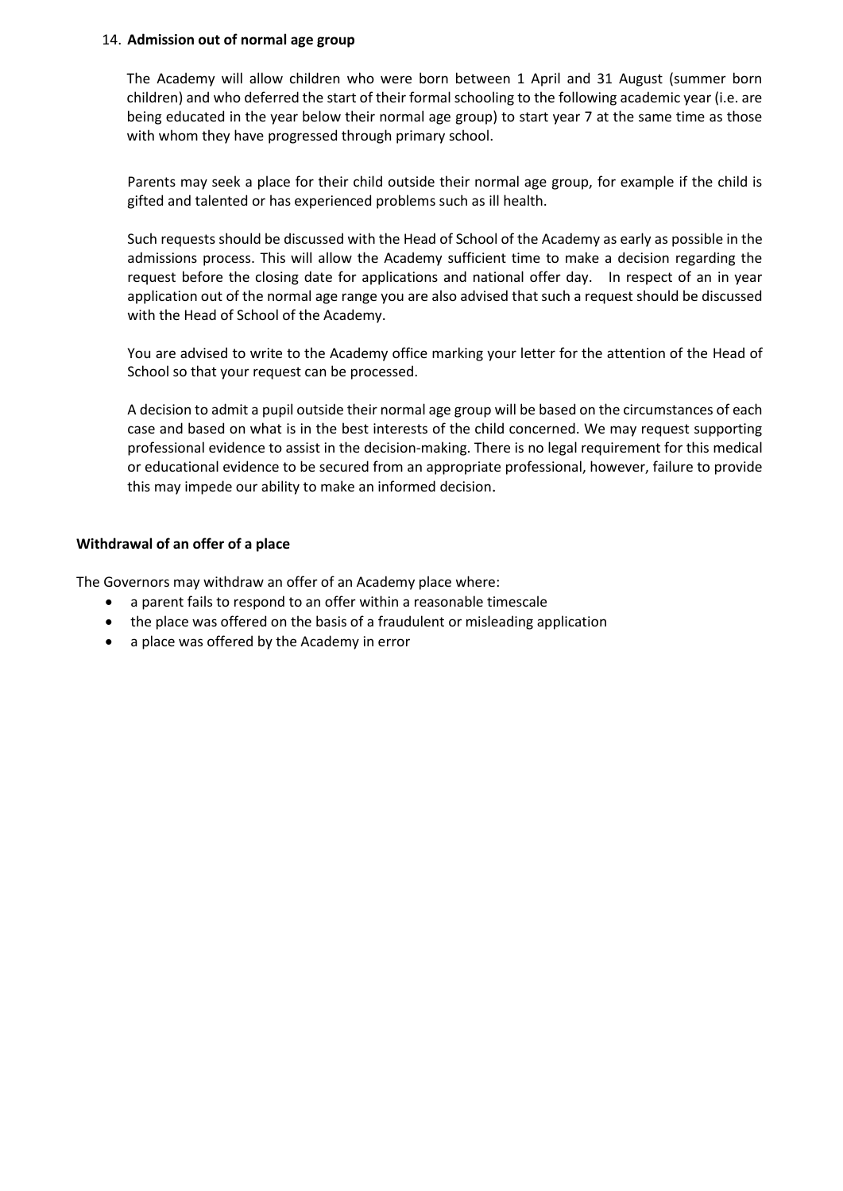14. **Admission out of normal age group**

The Academy will allow children who were born between 1 April and 31 August (summer born children) and who deferred the start of their formal schooling to the following academic year (i.e. are being educated in the year below their normal age group) to start year 7 at the same time as those with whom they have progressed through primary school.

Parents may seek a place for their child outside their normal age group, for example if the child is gifted and talented or has experienced problems such as ill health.

Such requests should be discussed with the Head of School of the Academy as early as possible in the admissions process. This will allow the Academy sufficient time to make a decision regarding the request before the closing date for applications and national offer day. In respect of an in year application out of the normal age range you are also advised that such a request should be discussed with the Head of School of the Academy.

You are advised to write to the Academy office marking your letter for the attention of the Head of School so that your request can be processed.

A decision to admit a pupil outside their normal age group will be based on the circumstances of each case and based on what is in the best interests of the child concerned. We may request supporting professional evidence to assist in the decision-making. There is no legal requirement for this medical or educational evidence to be secured from an appropriate professional, however, failure to provide this may impede our ability to make an informed decision.

**Withdrawal of an offer of a place**

The Governors may withdraw an offer of an Academy place where:

- a parent fails to respond to an offer within a reasonable timescale
- the place was offered on the basis of a fraudulent or misleading application
- a place was offered by the Academy in error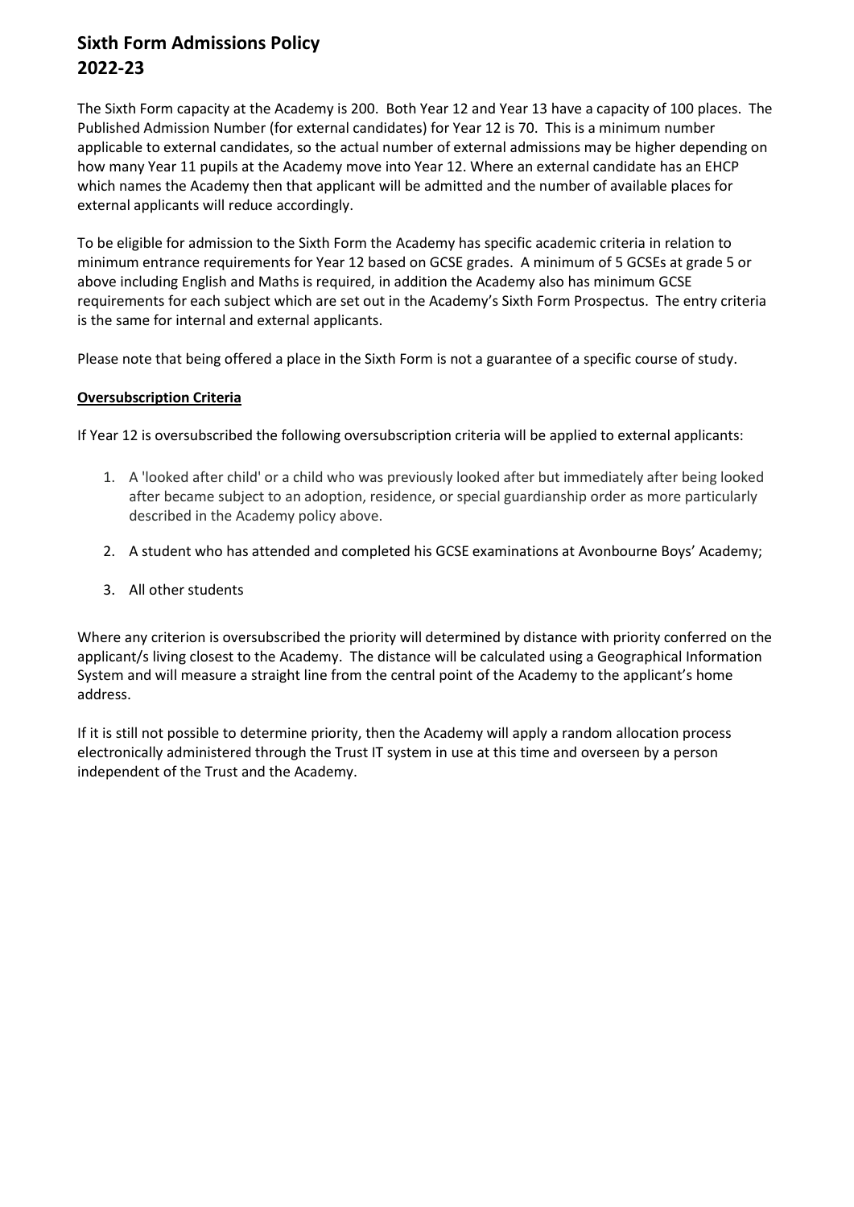# Sixth Form Admissions Policy 2022-23

The Sixth Form capacity at the Academy is 200. Both Year 12 and Year 13 have a capacity of 100 places. The Published Admission Number (for external candidates) for Year 12 is 70. This is a minimum number applicable to external candidates, so the actual number of external admissions may be higher depending on how many Year 11 pupils at the Academy move into Year 12. Where an external candidate has an EHCP which names the Academy then that applicant will be admitted and the number of available places for external applicants will reduce accordingly.

To be eligible for admission to the Sixth Form the Academy has specific academic criteria in relation to minimum entrance requirements for Year 12 based on GCSE grades. A minimum of 5 GCSEs at grade 5 or above including English and Maths is required, in addition the Academy also has minimum GCSE requirements for each subject which are set out in the Academy's Sixth Form Prospectus. The entry criteria is the same for internal and external applicants.

Please note that being offered a place in the Sixth Form is not a guarantee of a specific course of study.

**Oversubscription Criteria**

If Year 12 is oversubscribed the following oversubscription criteria will be applied to external applicants:

1. A 'looked after child' or a child who was previously looked after but immediately after being looked after became subject to an adoption, residence, or special guardianship order as more particularly described in the Academy policy above.
2. A student who has attended and completed his GCSE examinations at Avonbourne Boys' Academy;
3. All other students

Where any criterion is oversubscribed the priority will determined by distance with priority conferred on the applicant/s living closest to the Academy. The distance will be calculated using a Geographical Information System and will measure a straight line from the central point of the Academy to the applicant's home address.

If it is still not possible to determine priority, then the Academy will apply a random allocation process electronically administered through the Trust IT system in use at this time and overseen by a person independent of the Trust and the Academy.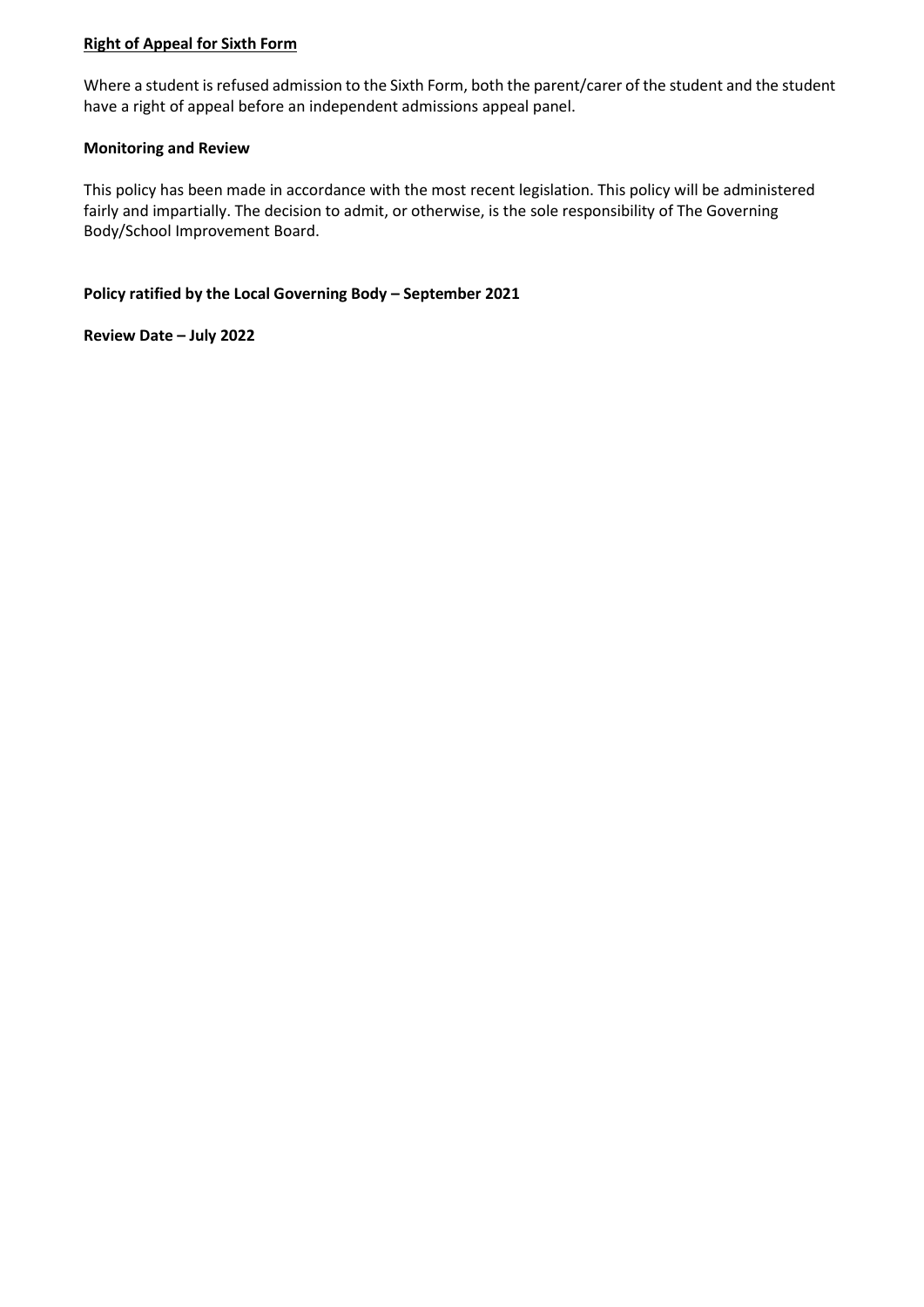**Right of Appeal for Sixth Form**

Where a student is refused admission to the Sixth Form, both the parent/carer of the student and the student have a right of appeal before an independent admissions appeal panel.

**Monitoring and Review**

This policy has been made in accordance with the most recent legislation. This policy will be administered fairly and impartially. The decision to admit, or otherwise, is the sole responsibility of The Governing Body/School Improvement Board.

**Policy ratified by the Local Governing Body – September 2021**

**Review Date – July 2022**